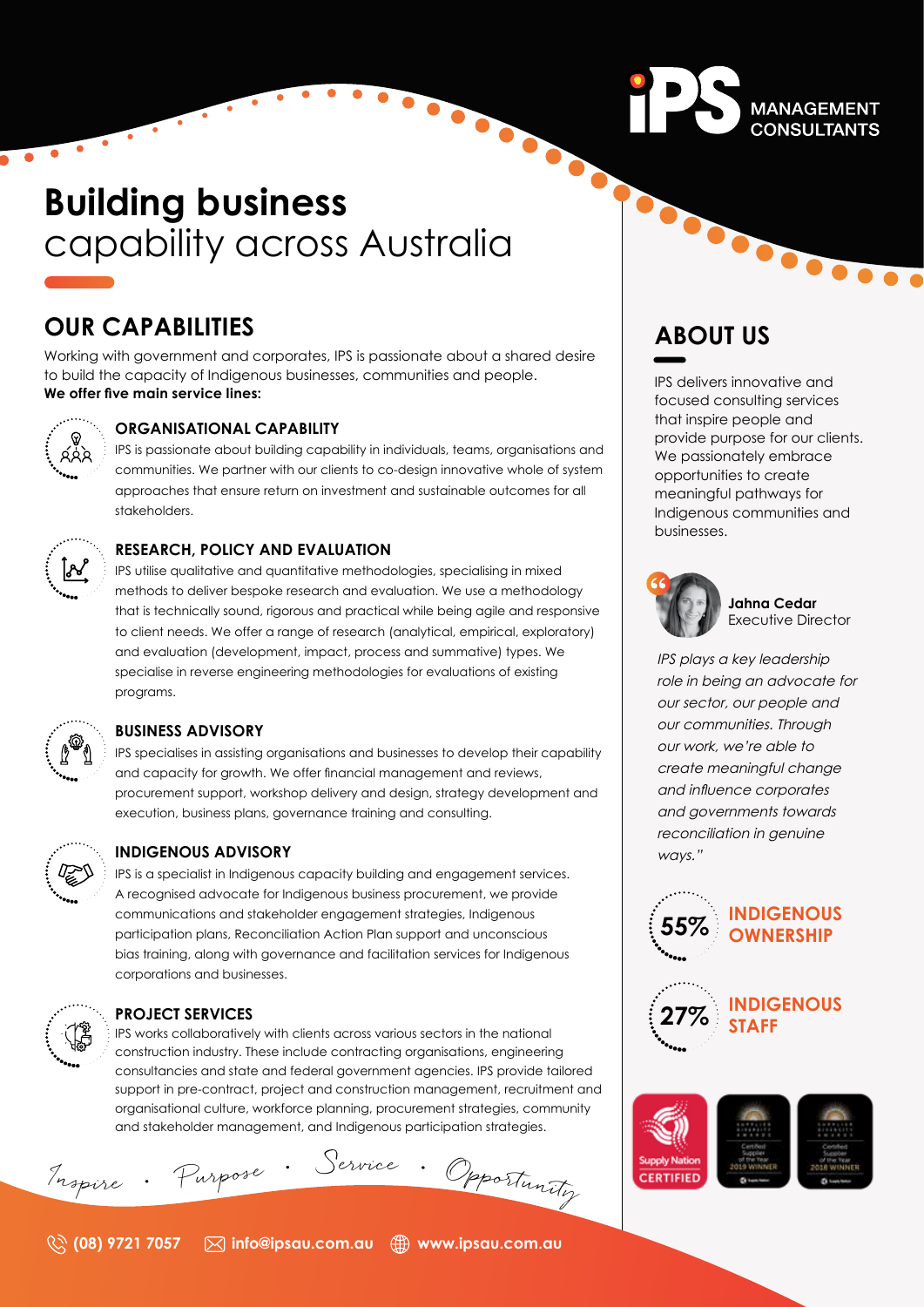IPS MANAGEMENT CONSULTANTS

# Building business capability across Australia

## OUR CAPABILITIES

Working with government and corporates, IPS is passionate about a shared desire to build the capacity of Indigenous businesses, communities and people.
**We offer five main service lines:**

### ORGANISATIONAL CAPABILITY

IPS is passionate about building capability in individuals, teams, organisations and communities. We partner with our clients to co-design innovative whole of system approaches that ensure return on investment and sustainable outcomes for all stakeholders.

### RESEARCH, POLICY AND EVALUATION

IPS utilise qualitative and quantitative methodologies, specialising in mixed methods to deliver bespoke research and evaluation. We use a methodology that is technically sound, rigorous and practical while being agile and responsive to client needs. We offer a range of research (analytical, empirical, exploratory) and evaluation (development, impact, process and summative) types. We specialise in reverse engineering methodologies for evaluations of existing programs.

### BUSINESS ADVISORY

IPS specialises in assisting organisations and businesses to develop their capability and capacity for growth. We offer financial management and reviews, procurement support, workshop delivery and design, strategy development and execution, business plans, governance training and consulting.

### INDIGENOUS ADVISORY

IPS is a specialist in Indigenous capacity building and engagement services. A recognised advocate for Indigenous business procurement, we provide communications and stakeholder engagement strategies, Indigenous participation plans, Reconciliation Action Plan support and unconscious bias training, along with governance and facilitation services for Indigenous corporations and businesses.

### PROJECT SERVICES

IPS works collaboratively with clients across various sectors in the national construction industry. These include contracting organisations, engineering consultancies and state and federal government agencies. IPS provide tailored support in pre-contract, project and construction management, recruitment and organisational culture, workforce planning, procurement strategies, community and stakeholder management, and Indigenous participation strategies.

*Inspire · Purpose · Service · Opportunity*

## ABOUT US

IPS delivers innovative and focused consulting services that inspire people and provide purpose for our clients. We passionately embrace opportunities to create meaningful pathways for Indigenous communities and businesses.

**Jahna Cedar**
Executive Director

*IPS plays a key leadership role in being an advocate for our sector, our people and our communities. Through our work, we're able to create meaningful change and influence corporates and governments towards reconciliation in genuine ways."*

**55%** INDIGENOUS OWNERSHIP

**27%** INDIGENOUS STAFF

Supply Nation CERTIFIED

Certified Supplier of the Year 2019 WINNER

Certified Supplier of the Year 2018 WINNER

(08) 9721 7057 | info@ipsau.com.au | www.ipsau.com.au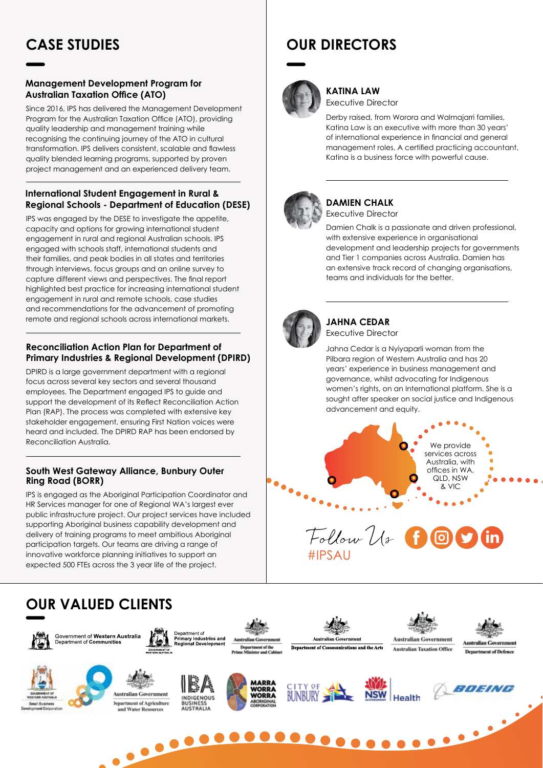## CASE STUDIES

### Management Development Program for Australian Taxation Office (ATO)

Since 2016, IPS has delivered the Management Development Program for the Australian Taxation Office (ATO), providing quality leadership and management training while recognising the continuing journey of the ATO in cultural transformation. IPS delivers consistent, scalable and flawless quality blended learning programs, supported by proven project management and an experienced delivery team.

### International Student Engagement in Rural & Regional Schools - Department of Education (DESE)

IPS was engaged by the DESE to investigate the appetite, capacity and options for growing international student engagement in rural and regional Australian schools. IPS engaged with schools staff, international students and their families, and peak bodies in all states and territories through interviews, focus groups and an online survey to capture different views and perspectives. The final report highlighted best practice for increasing international student engagement in rural and remote schools, case studies and recommendations for the advancement of promoting remote and regional schools across international markets.

### Reconciliation Action Plan for Department of Primary Industries & Regional Development (DPIRD)

DPIRD is a large government department with a regional focus across several key sectors and several thousand employees. The Department engaged IPS to guide and support the development of its Reflect Reconciliation Action Plan (RAP). The process was completed with extensive key stakeholder engagement, ensuring First Nation voices were heard and included. The DPIRD RAP has been endorsed by Reconciliation Australia.

### South West Gateway Alliance, Bunbury Outer Ring Road (BORR)

IPS is engaged as the Aboriginal Participation Coordinator and HR Services manager for one of Regional WA's largest ever public infrastructure project. Our project services have included supporting Aboriginal business capability development and delivery of training programs to meet ambitious Aboriginal participation targets. Our teams are driving a range of innovative workforce planning initiatives to support an expected 500 FTEs across the 3 year life of the project.

## OUR DIRECTORS

### KATINA LAW
Executive Director

Derby raised, from Worora and Walmajarri families, Katina Law is an executive with more than 30 years' of international experience in financial and general management roles. A certified practicing accountant, Katina is a business force with powerful cause.

### DAMIEN CHALK
Executive Director

Damien Chalk is a passionate and driven professional, with extensive experience in organisational development and leadership projects for governments and Tier 1 companies across Australia. Damien has an extensive track record of changing organisations, teams and individuals for the better.

### JAHNA CEDAR
Executive Director

Jahna Cedar is a Nyiyaparli woman from the Pilbara region of Western Australia and has 20 years' experience in business management and governance, whilst advocating for Indigenous women's rights, on an International platform. She is a sought after speaker on social justice and Indigenous advancement and equity.

We provide services across Australia, with offices in WA, QLD, NSW & VIC

Follow Us

#IPSAU

## OUR VALUED CLIENTS

Government of Western Australia Department of Communities

Department of Primary Industries and Regional Development

Australian Government Department of the Prime Minister and Cabinet

Australian Government Department of Communications and the Arts

Australian Government Australian Taxation Office

Australian Government Department of Defence

Government of Western Australia Small Business Development Corporation

Australian Government Department of Agriculture and Water Resources

IBA Indigenous Business Australia

Marra Worra Worra Aboriginal Corporation

City of Bunbury

NSW Health

Boeing